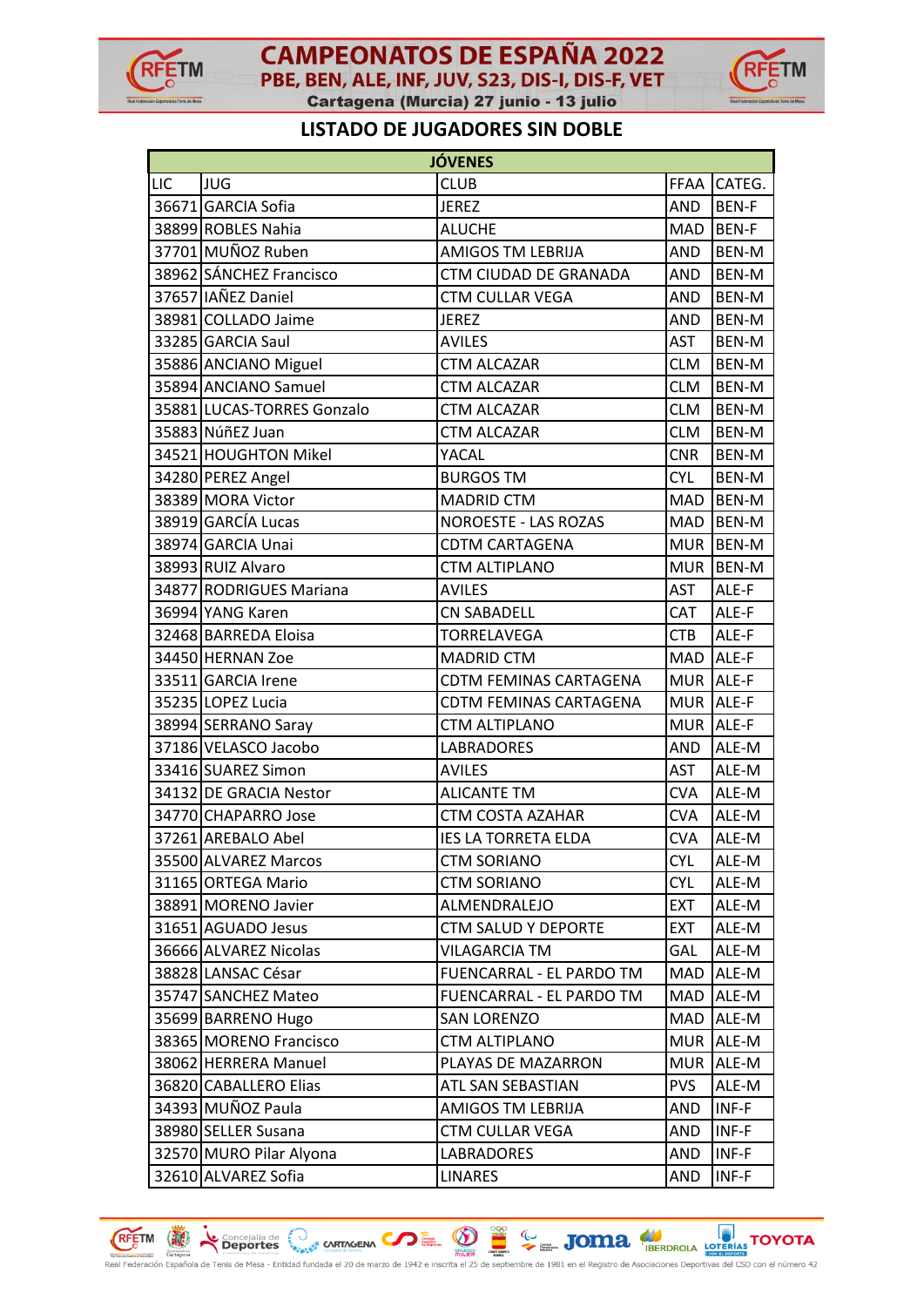# CAMPEONATOS DE ESPAÑA 2022

## PBE, BEN, ALE, INF, JUV, S23, DIS-I, DIS-F, VET

Cartagena (Murcia) 27 junio - 13 julio

## LISTADO DE JUGADORES SIN DOBLE

| JÓVENES | | | | |
|---|---|---|---|---|
| LIC | JUG | CLUB | FFAA | CATEG. |
| 36671 | GARCIA Sofia | JEREZ | AND | BEN-F |
| 38899 | ROBLES Nahia | ALUCHE | MAD | BEN-F |
| 37701 | MUÑOZ Ruben | AMIGOS TM LEBRIJA | AND | BEN-M |
| 38962 | SÁNCHEZ Francisco | CTM CIUDAD DE GRANADA | AND | BEN-M |
| 37657 | IAÑEZ Daniel | CTM CULLAR VEGA | AND | BEN-M |
| 38981 | COLLADO Jaime | JEREZ | AND | BEN-M |
| 33285 | GARCIA Saul | AVILES | AST | BEN-M |
| 35886 | ANCIANO Miguel | CTM ALCAZAR | CLM | BEN-M |
| 35894 | ANCIANO Samuel | CTM ALCAZAR | CLM | BEN-M |
| 35881 | LUCAS-TORRES Gonzalo | CTM ALCAZAR | CLM | BEN-M |
| 35883 | NúñEZ Juan | CTM ALCAZAR | CLM | BEN-M |
| 34521 | HOUGHTON Mikel | YACAL | CNR | BEN-M |
| 34280 | PEREZ Angel | BURGOS TM | CYL | BEN-M |
| 38389 | MORA Victor | MADRID CTM | MAD | BEN-M |
| 38919 | GARCÍA Lucas | NOROESTE - LAS ROZAS | MAD | BEN-M |
| 38974 | GARCIA Unai | CDTM CARTAGENA | MUR | BEN-M |
| 38993 | RUIZ Alvaro | CTM ALTIPLANO | MUR | BEN-M |
| 34877 | RODRIGUES Mariana | AVILES | AST | ALE-F |
| 36994 | YANG Karen | CN SABADELL | CAT | ALE-F |
| 32468 | BARREDA Eloisa | TORRELAVEGA | CTB | ALE-F |
| 34450 | HERNAN Zoe | MADRID CTM | MAD | ALE-F |
| 33511 | GARCIA Irene | CDTM FEMINAS CARTAGENA | MUR | ALE-F |
| 35235 | LOPEZ Lucia | CDTM FEMINAS CARTAGENA | MUR | ALE-F |
| 38994 | SERRANO Saray | CTM ALTIPLANO | MUR | ALE-F |
| 37186 | VELASCO Jacobo | LABRADORES | AND | ALE-M |
| 33416 | SUAREZ Simon | AVILES | AST | ALE-M |
| 34132 | DE GRACIA Nestor | ALICANTE TM | CVA | ALE-M |
| 34770 | CHAPARRO Jose | CTM COSTA AZAHAR | CVA | ALE-M |
| 37261 | AREBALO Abel | IES LA TORRETA ELDA | CVA | ALE-M |
| 35500 | ALVAREZ Marcos | CTM SORIANO | CYL | ALE-M |
| 31165 | ORTEGA Mario | CTM SORIANO | CYL | ALE-M |
| 38891 | MORENO Javier | ALMENDRALEJO | EXT | ALE-M |
| 31651 | AGUADO Jesus | CTM SALUD Y DEPORTE | EXT | ALE-M |
| 36666 | ALVAREZ Nicolas | VILAGARCIA TM | GAL | ALE-M |
| 38828 | LANSAC César | FUENCARRAL - EL PARDO TM | MAD | ALE-M |
| 35747 | SANCHEZ Mateo | FUENCARRAL - EL PARDO TM | MAD | ALE-M |
| 35699 | BARRENO Hugo | SAN LORENZO | MAD | ALE-M |
| 38365 | MORENO Francisco | CTM ALTIPLANO | MUR | ALE-M |
| 38062 | HERRERA Manuel | PLAYAS DE MAZARRON | MUR | ALE-M |
| 36820 | CABALLERO Elias | ATL SAN SEBASTIAN | PVS | ALE-M |
| 34393 | MUÑOZ Paula | AMIGOS TM LEBRIJA | AND | INF-F |
| 38980 | SELLER Susana | CTM CULLAR VEGA | AND | INF-F |
| 32570 | MURO Pilar Alyona | LABRADORES | AND | INF-F |
| 32610 | ALVAREZ Sofia | LINARES | AND | INF-F |

Real Federación Española de Tenis de Mesa - Entidad fundada el 20 de marzo de 1942 e inscrita el 25 de septiembre de 1981 en el Registro de Asociaciones Deportivas del CSD con el número 42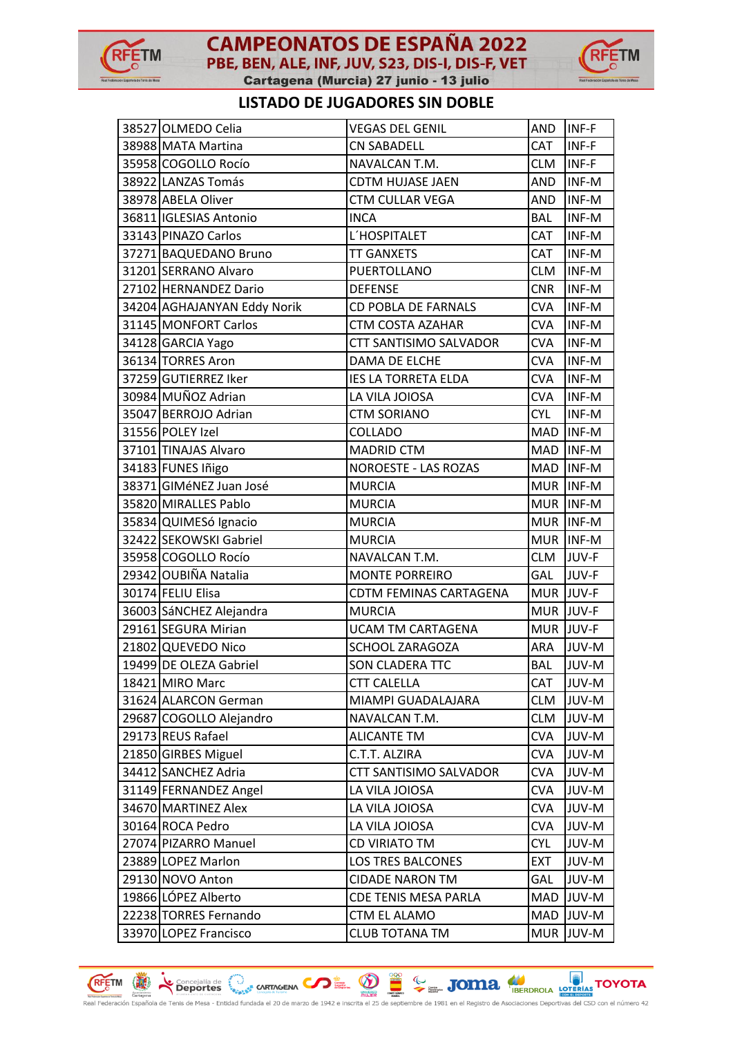## LISTADO DE JUGADORES SIN DOBLE

| | | | | |
|---|---|---|---|---|
| 38527 | OLMEDO Celia | VEGAS DEL GENIL | AND | INF-F |
| 38988 | MATA Martina | CN SABADELL | CAT | INF-F |
| 35958 | COGOLLO Rocío | NAVALCAN T.M. | CLM | INF-F |
| 38922 | LANZAS Tomás | CDTM HUJASE JAEN | AND | INF-M |
| 38978 | ABELA Oliver | CTM CULLAR VEGA | AND | INF-M |
| 36811 | IGLESIAS Antonio | INCA | BAL | INF-M |
| 33143 | PINAZO Carlos | L´HOSPITALET | CAT | INF-M |
| 37271 | BAQUEDANO Bruno | TT GANXETS | CAT | INF-M |
| 31201 | SERRANO Alvaro | PUERTOLLANO | CLM | INF-M |
| 27102 | HERNANDEZ Dario | DEFENSE | CNR | INF-M |
| 34204 | AGHAJANYAN Eddy Norik | CD POBLA DE FARNALS | CVA | INF-M |
| 31145 | MONFORT Carlos | CTM COSTA AZAHAR | CVA | INF-M |
| 34128 | GARCIA Yago | CTT SANTISIMO SALVADOR | CVA | INF-M |
| 36134 | TORRES Aron | DAMA DE ELCHE | CVA | INF-M |
| 37259 | GUTIERREZ Iker | IES LA TORRETA ELDA | CVA | INF-M |
| 30984 | MUÑOZ Adrian | LA VILA JOIOSA | CVA | INF-M |
| 35047 | BERROJO Adrian | CTM SORIANO | CYL | INF-M |
| 31556 | POLEY Izel | COLLADO | MAD | INF-M |
| 37101 | TINAJAS Alvaro | MADRID CTM | MAD | INF-M |
| 34183 | FUNES Iñigo | NOROESTE - LAS ROZAS | MAD | INF-M |
| 38371 | GIMéNEZ Juan José | MURCIA | MUR | INF-M |
| 35820 | MIRALLES Pablo | MURCIA | MUR | INF-M |
| 35834 | QUIMESó Ignacio | MURCIA | MUR | INF-M |
| 32422 | SEKOWSKI Gabriel | MURCIA | MUR | INF-M |
| 35958 | COGOLLO Rocío | NAVALCAN T.M. | CLM | JUV-F |
| 29342 | OUBIÑA Natalia | MONTE PORREIRO | GAL | JUV-F |
| 30174 | FELIU Elisa | CDTM FEMINAS CARTAGENA | MUR | JUV-F |
| 36003 | SáNCHEZ Alejandra | MURCIA | MUR | JUV-F |
| 29161 | SEGURA Mirian | UCAM TM CARTAGENA | MUR | JUV-F |
| 21802 | QUEVEDO Nico | SCHOOL ZARAGOZA | ARA | JUV-M |
| 19499 | DE OLEZA Gabriel | SON CLADERA TTC | BAL | JUV-M |
| 18421 | MIRO Marc | CTT CALELLA | CAT | JUV-M |
| 31624 | ALARCON German | MIAMPI GUADALAJARA | CLM | JUV-M |
| 29687 | COGOLLO Alejandro | NAVALCAN T.M. | CLM | JUV-M |
| 29173 | REUS Rafael | ALICANTE TM | CVA | JUV-M |
| 21850 | GIRBES Miguel | C.T.T. ALZIRA | CVA | JUV-M |
| 34412 | SANCHEZ Adria | CTT SANTISIMO SALVADOR | CVA | JUV-M |
| 31149 | FERNANDEZ Angel | LA VILA JOIOSA | CVA | JUV-M |
| 34670 | MARTINEZ Alex | LA VILA JOIOSA | CVA | JUV-M |
| 30164 | ROCA Pedro | LA VILA JOIOSA | CVA | JUV-M |
| 27074 | PIZARRO Manuel | CD VIRIATO TM | CYL | JUV-M |
| 23889 | LOPEZ Marlon | LOS TRES BALCONES | EXT | JUV-M |
| 29130 | NOVO Anton | CIDADE NARON TM | GAL | JUV-M |
| 19866 | LÓPEZ Alberto | CDE TENIS MESA PARLA | MAD | JUV-M |
| 22238 | TORRES Fernando | CTM EL ALAMO | MAD | JUV-M |
| 33970 | LOPEZ Francisco | CLUB TOTANA TM | MUR | JUV-M |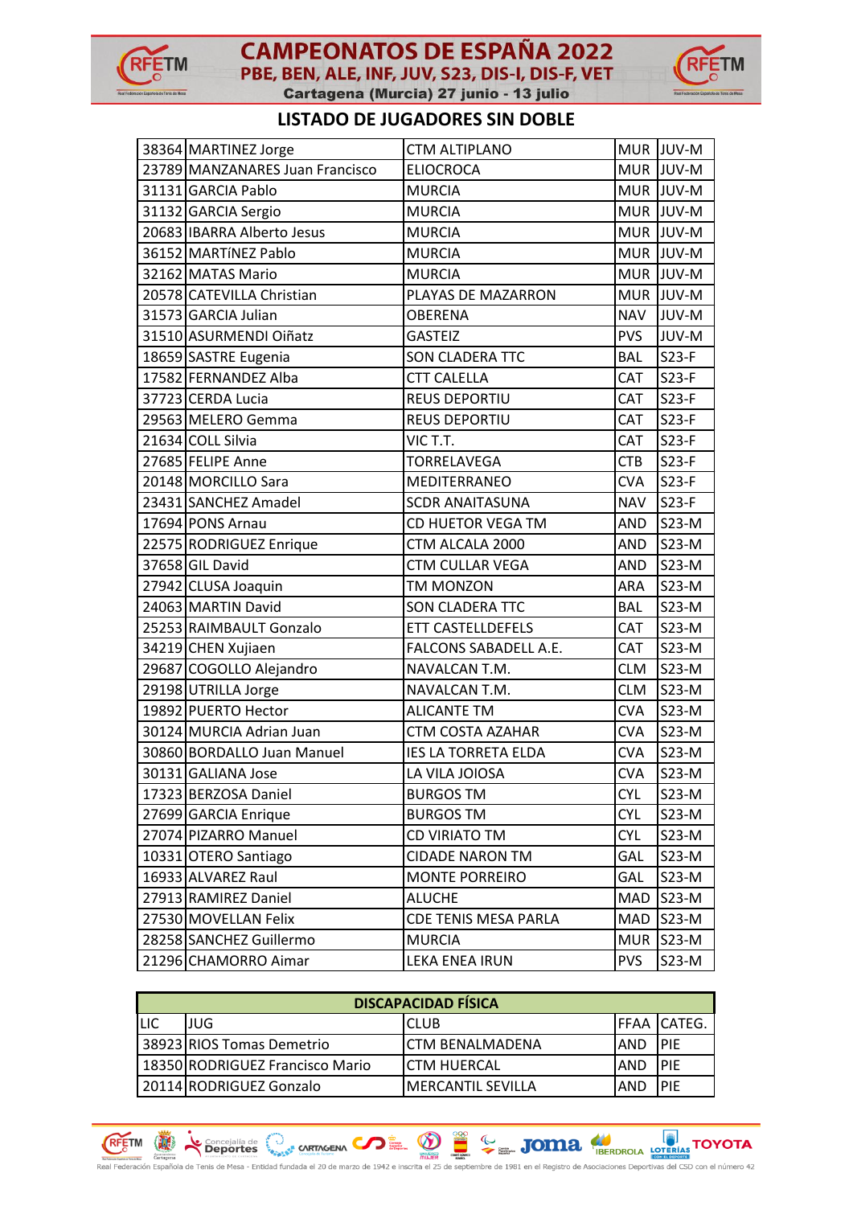## LISTADO DE JUGADORES SIN DOBLE

| | | | | |
|---|---|---|---|---|
| 38364 | MARTINEZ Jorge | CTM ALTIPLANO | MUR | JUV-M |
| 23789 | MANZANARES Juan Francisco | ELIOCROCA | MUR | JUV-M |
| 31131 | GARCIA Pablo | MURCIA | MUR | JUV-M |
| 31132 | GARCIA Sergio | MURCIA | MUR | JUV-M |
| 20683 | IBARRA Alberto Jesus | MURCIA | MUR | JUV-M |
| 36152 | MARTíNEZ Pablo | MURCIA | MUR | JUV-M |
| 32162 | MATAS Mario | MURCIA | MUR | JUV-M |
| 20578 | CATEVILLA Christian | PLAYAS DE MAZARRON | MUR | JUV-M |
| 31573 | GARCIA Julian | OBERENA | NAV | JUV-M |
| 31510 | ASURMENDI Oiñatz | GASTEIZ | PVS | JUV-M |
| 18659 | SASTRE Eugenia | SON CLADERA TTC | BAL | S23-F |
| 17582 | FERNANDEZ Alba | CTT CALELLA | CAT | S23-F |
| 37723 | CERDA Lucia | REUS DEPORTIU | CAT | S23-F |
| 29563 | MELERO Gemma | REUS DEPORTIU | CAT | S23-F |
| 21634 | COLL Silvia | VIC T.T. | CAT | S23-F |
| 27685 | FELIPE Anne | TORRELAVEGA | CTB | S23-F |
| 20148 | MORCILLO Sara | MEDITERRANEO | CVA | S23-F |
| 23431 | SANCHEZ Amadel | SCDR ANAITASUNA | NAV | S23-F |
| 17694 | PONS Arnau | CD HUETOR VEGA TM | AND | S23-M |
| 22575 | RODRIGUEZ Enrique | CTM ALCALA 2000 | AND | S23-M |
| 37658 | GIL David | CTM CULLAR VEGA | AND | S23-M |
| 27942 | CLUSA Joaquin | TM MONZON | ARA | S23-M |
| 24063 | MARTIN David | SON CLADERA TTC | BAL | S23-M |
| 25253 | RAIMBAULT Gonzalo | ETT CASTELLDEFELS | CAT | S23-M |
| 34219 | CHEN Xujiaen | FALCONS SABADELL A.E. | CAT | S23-M |
| 29687 | COGOLLO Alejandro | NAVALCAN T.M. | CLM | S23-M |
| 29198 | UTRILLA Jorge | NAVALCAN T.M. | CLM | S23-M |
| 19892 | PUERTO Hector | ALICANTE TM | CVA | S23-M |
| 30124 | MURCIA Adrian Juan | CTM COSTA AZAHAR | CVA | S23-M |
| 30860 | BORDALLO Juan Manuel | IES LA TORRETA ELDA | CVA | S23-M |
| 30131 | GALIANA Jose | LA VILA JOIOSA | CVA | S23-M |
| 17323 | BERZOSA Daniel | BURGOS TM | CYL | S23-M |
| 27699 | GARCIA Enrique | BURGOS TM | CYL | S23-M |
| 27074 | PIZARRO Manuel | CD VIRIATO TM | CYL | S23-M |
| 10331 | OTERO Santiago | CIDADE NARON TM | GAL | S23-M |
| 16933 | ALVAREZ Raul | MONTE PORREIRO | GAL | S23-M |
| 27913 | RAMIREZ Daniel | ALUCHE | MAD | S23-M |
| 27530 | MOVELLAN Felix | CDE TENIS MESA PARLA | MAD | S23-M |
| 28258 | SANCHEZ Guillermo | MURCIA | MUR | S23-M |
| 21296 | CHAMORRO Aimar | LEKA ENEA IRUN | PVS | S23-M |

| DISCAPACIDAD FÍSICA | | | | |
|---|---|---|---|---|
| LIC | JUG | CLUB | FFAA | CATEG. |
| 38923 | RIOS Tomas Demetrio | CTM BENALMADENA | AND | PIE |
| 18350 | RODRIGUEZ Francisco Mario | CTM HUERCAL | AND | PIE |
| 20114 | RODRIGUEZ Gonzalo | MERCANTIL SEVILLA | AND | PIE |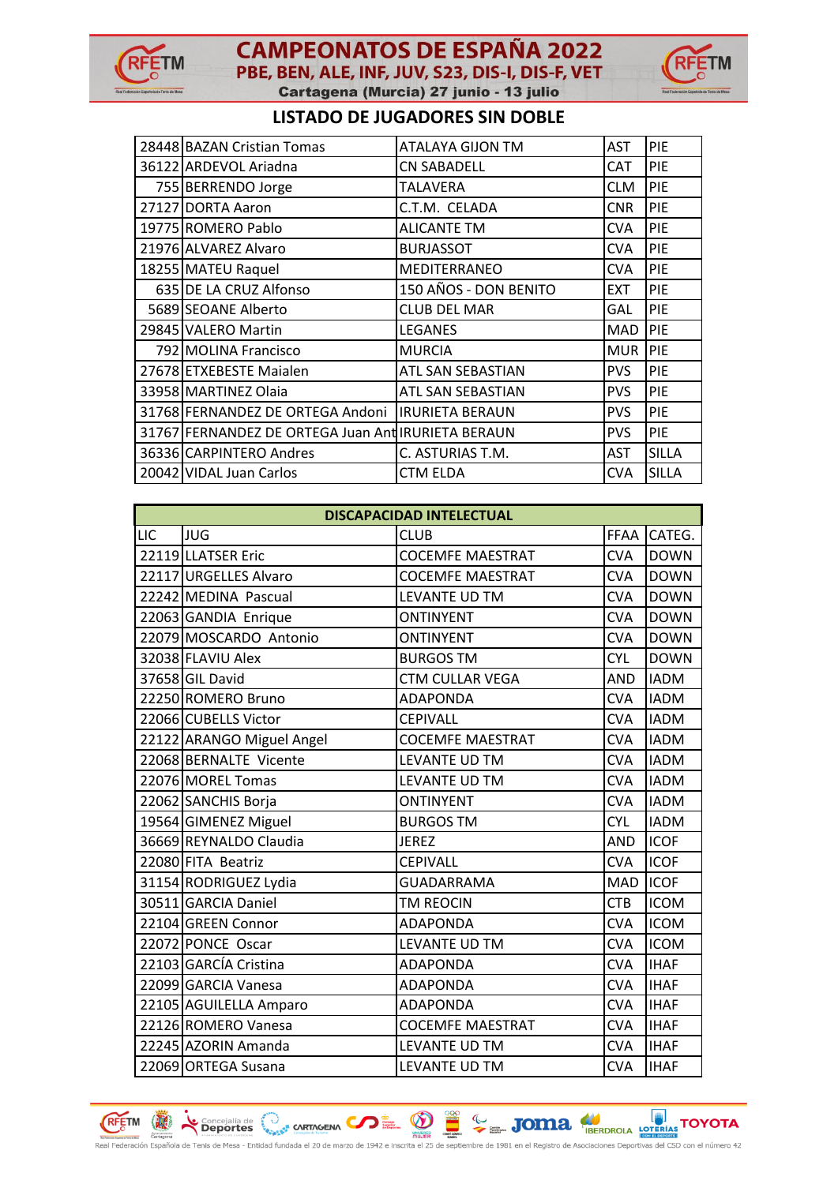## LISTADO DE JUGADORES SIN DOBLE

| | | | | |
|---|---|---|---|---|
| 28448 | BAZAN Cristian Tomas | ATALAYA GIJON TM | AST | PIE |
| 36122 | ARDEVOL Ariadna | CN SABADELL | CAT | PIE |
| 755 | BERRENDO Jorge | TALAVERA | CLM | PIE |
| 27127 | DORTA Aaron | C.T.M. CELADA | CNR | PIE |
| 19775 | ROMERO Pablo | ALICANTE TM | CVA | PIE |
| 21976 | ALVAREZ Alvaro | BURJASSOT | CVA | PIE |
| 18255 | MATEU Raquel | MEDITERRANEO | CVA | PIE |
| 635 | DE LA CRUZ Alfonso | 150 AÑOS - DON BENITO | EXT | PIE |
| 5689 | SEOANE Alberto | CLUB DEL MAR | GAL | PIE |
| 29845 | VALERO Martin | LEGANES | MAD | PIE |
| 792 | MOLINA Francisco | MURCIA | MUR | PIE |
| 27678 | ETXEBESTE Maialen | ATL SAN SEBASTIAN | PVS | PIE |
| 33958 | MARTINEZ Olaia | ATL SAN SEBASTIAN | PVS | PIE |
| 31768 | FERNANDEZ DE ORTEGA Andoni | IRURIETA BERAUN | PVS | PIE |
| 31767 | FERNANDEZ DE ORTEGA Juan Ant | IRURIETA BERAUN | PVS | PIE |
| 36336 | CARPINTERO Andres | C. ASTURIAS T.M. | AST | SILLA |
| 20042 | VIDAL Juan Carlos | CTM ELDA | CVA | SILLA |

| DISCAPACIDAD INTELECTUAL | | | | |
|---|---|---|---|---|
| LIC | JUG | CLUB | FFAA | CATEG. |
| 22119 | LLATSER Eric | COCEMFE MAESTRAT | CVA | DOWN |
| 22117 | URGELLES Alvaro | COCEMFE MAESTRAT | CVA | DOWN |
| 22242 | MEDINA Pascual | LEVANTE UD TM | CVA | DOWN |
| 22063 | GANDIA Enrique | ONTINYENT | CVA | DOWN |
| 22079 | MOSCARDO Antonio | ONTINYENT | CVA | DOWN |
| 32038 | FLAVIU Alex | BURGOS TM | CYL | DOWN |
| 37658 | GIL David | CTM CULLAR VEGA | AND | IADM |
| 22250 | ROMERO Bruno | ADAPONDA | CVA | IADM |
| 22066 | CUBELLS Victor | CEPIVALL | CVA | IADM |
| 22122 | ARANGO Miguel Angel | COCEMFE MAESTRAT | CVA | IADM |
| 22068 | BERNALTE Vicente | LEVANTE UD TM | CVA | IADM |
| 22076 | MOREL Tomas | LEVANTE UD TM | CVA | IADM |
| 22062 | SANCHIS Borja | ONTINYENT | CVA | IADM |
| 19564 | GIMENEZ Miguel | BURGOS TM | CYL | IADM |
| 36669 | REYNALDO Claudia | JEREZ | AND | ICOF |
| 22080 | FITA Beatriz | CEPIVALL | CVA | ICOF |
| 31154 | RODRIGUEZ Lydia | GUADARRAMA | MAD | ICOF |
| 30511 | GARCIA Daniel | TM REOCIN | CTB | ICOM |
| 22104 | GREEN Connor | ADAPONDA | CVA | ICOM |
| 22072 | PONCE Oscar | LEVANTE UD TM | CVA | ICOM |
| 22103 | GARCÍA Cristina | ADAPONDA | CVA | IHAF |
| 22099 | GARCIA Vanesa | ADAPONDA | CVA | IHAF |
| 22105 | AGUILELLA Amparo | ADAPONDA | CVA | IHAF |
| 22126 | ROMERO Vanesa | COCEMFE MAESTRAT | CVA | IHAF |
| 22245 | AZORIN Amanda | LEVANTE UD TM | CVA | IHAF |
| 22069 | ORTEGA Susana | LEVANTE UD TM | CVA | IHAF |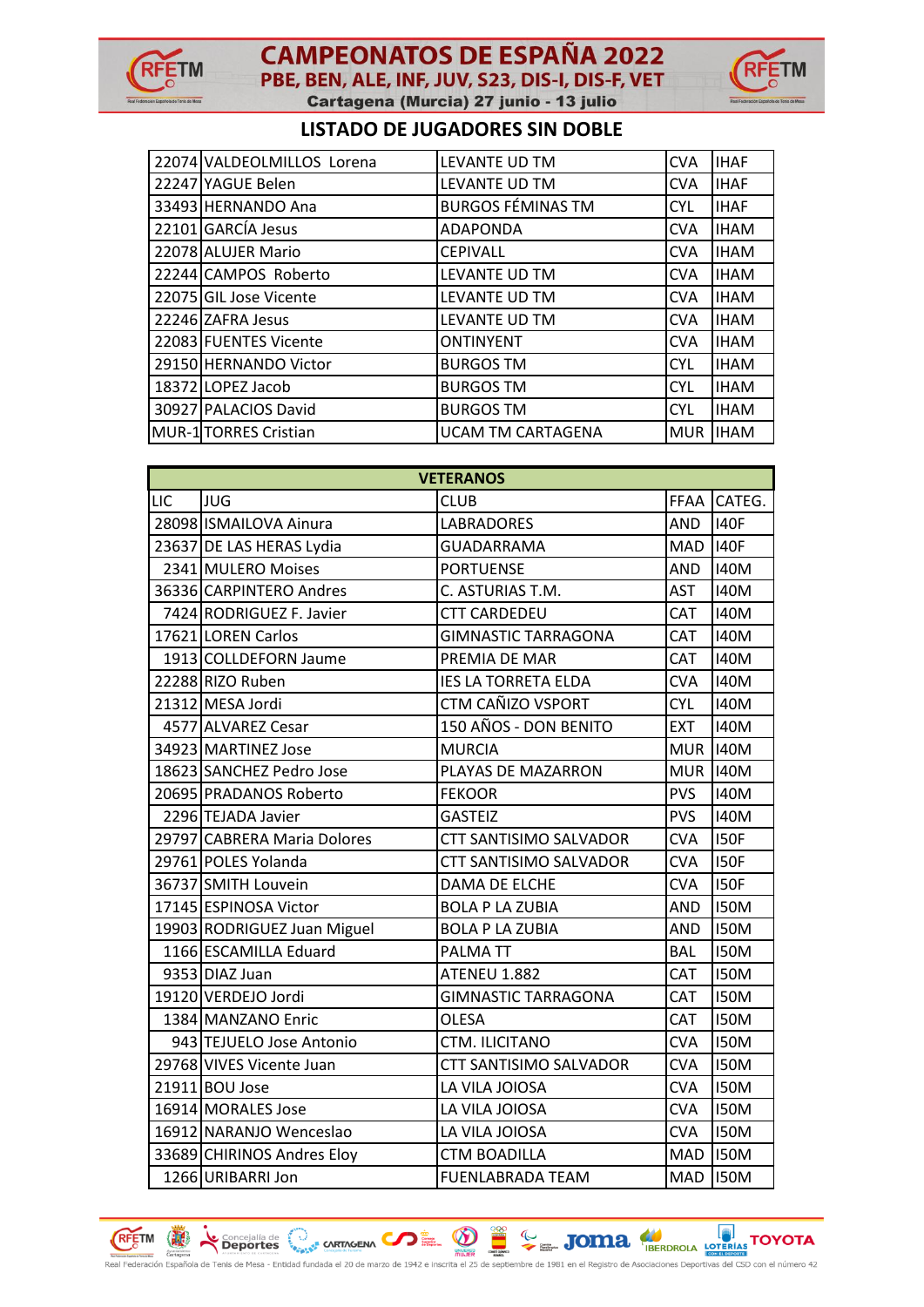## LISTADO DE JUGADORES SIN DOBLE

| | | | | |
|---|---|---|---|---|
| 22074 | VALDEOLMILLOS Lorena | LEVANTE UD TM | CVA | IHAF |
| 22247 | YAGUE Belen | LEVANTE UD TM | CVA | IHAF |
| 33493 | HERNANDO Ana | BURGOS FÉMINAS TM | CYL | IHAF |
| 22101 | GARCÍA Jesus | ADAPONDA | CVA | IHAM |
| 22078 | ALUJER Mario | CEPIVALL | CVA | IHAM |
| 22244 | CAMPOS Roberto | LEVANTE UD TM | CVA | IHAM |
| 22075 | GIL Jose Vicente | LEVANTE UD TM | CVA | IHAM |
| 22246 | ZAFRA Jesus | LEVANTE UD TM | CVA | IHAM |
| 22083 | FUENTES Vicente | ONTINYENT | CVA | IHAM |
| 29150 | HERNANDO Victor | BURGOS TM | CYL | IHAM |
| 18372 | LOPEZ Jacob | BURGOS TM | CYL | IHAM |
| 30927 | PALACIOS David | BURGOS TM | CYL | IHAM |
| MUR-1 | TORRES Cristian | UCAM TM CARTAGENA | MUR | IHAM |

| VETERANOS | | | | |
|---|---|---|---|---|
| LIC | JUG | CLUB | FFAA | CATEG. |
| 28098 | ISMAILOVA Ainura | LABRADORES | AND | I40F |
| 23637 | DE LAS HERAS Lydia | GUADARRAMA | MAD | I40F |
| 2341 | MULERO Moises | PORTUENSE | AND | I40M |
| 36336 | CARPINTERO Andres | C. ASTURIAS T.M. | AST | I40M |
| 7424 | RODRIGUEZ F. Javier | CTT CARDEDEU | CAT | I40M |
| 17621 | LOREN Carlos | GIMNASTIC TARRAGONA | CAT | I40M |
| 1913 | COLLDEFORN Jaume | PREMIA DE MAR | CAT | I40M |
| 22288 | RIZO Ruben | IES LA TORRETA ELDA | CVA | I40M |
| 21312 | MESA Jordi | CTM CAÑIZO VSPORT | CYL | I40M |
| 4577 | ALVAREZ Cesar | 150 AÑOS - DON BENITO | EXT | I40M |
| 34923 | MARTINEZ Jose | MURCIA | MUR | I40M |
| 18623 | SANCHEZ Pedro Jose | PLAYAS DE MAZARRON | MUR | I40M |
| 20695 | PRADANOS Roberto | FEKOOR | PVS | I40M |
| 2296 | TEJADA Javier | GASTEIZ | PVS | I40M |
| 29797 | CABRERA Maria Dolores | CTT SANTISIMO SALVADOR | CVA | I50F |
| 29761 | POLES Yolanda | CTT SANTISIMO SALVADOR | CVA | I50F |
| 36737 | SMITH Louvein | DAMA DE ELCHE | CVA | I50F |
| 17145 | ESPINOSA Victor | BOLA P LA ZUBIA | AND | I50M |
| 19903 | RODRIGUEZ Juan Miguel | BOLA P LA ZUBIA | AND | I50M |
| 1166 | ESCAMILLA Eduard | PALMA TT | BAL | I50M |
| 9353 | DIAZ Juan | ATENEU 1.882 | CAT | I50M |
| 19120 | VERDEJO Jordi | GIMNASTIC TARRAGONA | CAT | I50M |
| 1384 | MANZANO Enric | OLESA | CAT | I50M |
| 943 | TEJUELO Jose Antonio | CTM. ILICITANO | CVA | I50M |
| 29768 | VIVES Vicente Juan | CTT SANTISIMO SALVADOR | CVA | I50M |
| 21911 | BOU Jose | LA VILA JOIOSA | CVA | I50M |
| 16914 | MORALES Jose | LA VILA JOIOSA | CVA | I50M |
| 16912 | NARANJO Wenceslao | LA VILA JOIOSA | CVA | I50M |
| 33689 | CHIRINOS Andres Eloy | CTM BOADILLA | MAD | I50M |
| 1266 | URIBARRI Jon | FUENLABRADA TEAM | MAD | I50M |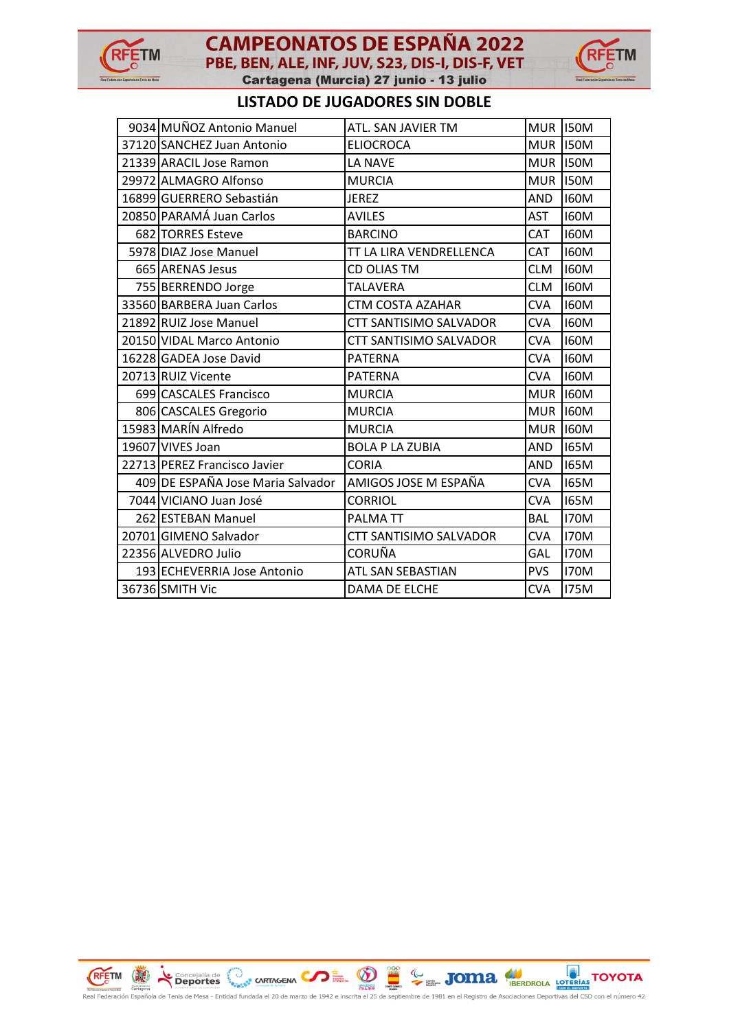## LISTADO DE JUGADORES SIN DOBLE

| | | | | |
|---|---|---|---|---|
| 9034 | MUÑOZ Antonio Manuel | ATL. SAN JAVIER TM | MUR | I50M |
| 37120 | SANCHEZ Juan Antonio | ELIOCROCA | MUR | I50M |
| 21339 | ARACIL Jose Ramon | LA NAVE | MUR | I50M |
| 29972 | ALMAGRO Alfonso | MURCIA | MUR | I50M |
| 16899 | GUERRERO Sebastián | JEREZ | AND | I60M |
| 20850 | PARAMÁ Juan Carlos | AVILES | AST | I60M |
| 682 | TORRES Esteve | BARCINO | CAT | I60M |
| 5978 | DIAZ Jose Manuel | TT LA LIRA VENDRELLENCA | CAT | I60M |
| 665 | ARENAS Jesus | CD OLIAS TM | CLM | I60M |
| 755 | BERRENDO Jorge | TALAVERA | CLM | I60M |
| 33560 | BARBERA Juan Carlos | CTM COSTA AZAHAR | CVA | I60M |
| 21892 | RUIZ Jose Manuel | CTT SANTISIMO SALVADOR | CVA | I60M |
| 20150 | VIDAL Marco Antonio | CTT SANTISIMO SALVADOR | CVA | I60M |
| 16228 | GADEA Jose David | PATERNA | CVA | I60M |
| 20713 | RUIZ Vicente | PATERNA | CVA | I60M |
| 699 | CASCALES Francisco | MURCIA | MUR | I60M |
| 806 | CASCALES Gregorio | MURCIA | MUR | I60M |
| 15983 | MARÍN Alfredo | MURCIA | MUR | I60M |
| 19607 | VIVES Joan | BOLA P LA ZUBIA | AND | I65M |
| 22713 | PEREZ Francisco Javier | CORIA | AND | I65M |
| 409 | DE ESPAÑA Jose Maria Salvador | AMIGOS JOSE M ESPAÑA | CVA | I65M |
| 7044 | VICIANO Juan José | CORRIOL | CVA | I65M |
| 262 | ESTEBAN Manuel | PALMA TT | BAL | I70M |
| 20701 | GIMENO Salvador | CTT SANTISIMO SALVADOR | CVA | I70M |
| 22356 | ALVEDRO Julio | CORUÑA | GAL | I70M |
| 193 | ECHEVERRIA Jose Antonio | ATL SAN SEBASTIAN | PVS | I70M |
| 36736 | SMITH Vic | DAMA DE ELCHE | CVA | I75M |